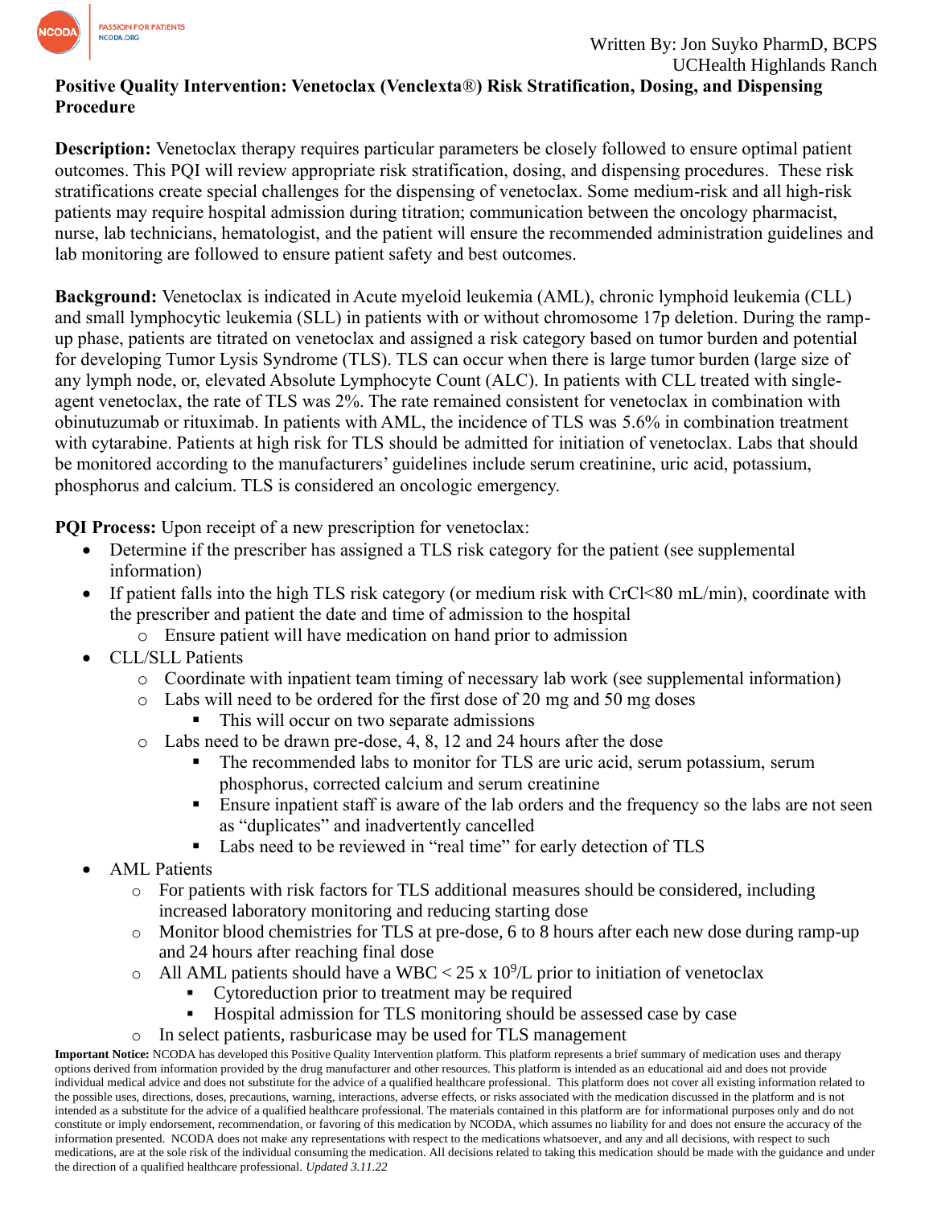Written By: Jon Suyko PharmD, BCPS
UCHealth Highlands Ranch

# Positive Quality Intervention: Venetoclax (Venclexta®) Risk Stratification, Dosing, and Dispensing Procedure

**Description:** Venetoclax therapy requires particular parameters be closely followed to ensure optimal patient outcomes. This PQI will review appropriate risk stratification, dosing, and dispensing procedures. These risk stratifications create special challenges for the dispensing of venetoclax. Some medium-risk and all high-risk patients may require hospital admission during titration; communication between the oncology pharmacist, nurse, lab technicians, hematologist, and the patient will ensure the recommended administration guidelines and lab monitoring are followed to ensure patient safety and best outcomes.

**Background:** Venetoclax is indicated in Acute myeloid leukemia (AML), chronic lymphoid leukemia (CLL) and small lymphocytic leukemia (SLL) in patients with or without chromosome 17p deletion. During the ramp-up phase, patients are titrated on venetoclax and assigned a risk category based on tumor burden and potential for developing Tumor Lysis Syndrome (TLS). TLS can occur when there is large tumor burden (large size of any lymph node, or, elevated Absolute Lymphocyte Count (ALC). In patients with CLL treated with single-agent venetoclax, the rate of TLS was 2%. The rate remained consistent for venetoclax in combination with obinutuzumab or rituximab. In patients with AML, the incidence of TLS was 5.6% in combination treatment with cytarabine. Patients at high risk for TLS should be admitted for initiation of venetoclax. Labs that should be monitored according to the manufacturers' guidelines include serum creatinine, uric acid, potassium, phosphorus and calcium. TLS is considered an oncologic emergency.

**PQI Process:** Upon receipt of a new prescription for venetoclax:

- Determine if the prescriber has assigned a TLS risk category for the patient (see supplemental information)
- If patient falls into the high TLS risk category (or medium risk with CrCl<80 mL/min), coordinate with the prescriber and patient the date and time of admission to the hospital
  - Ensure patient will have medication on hand prior to admission
- CLL/SLL Patients
  - Coordinate with inpatient team timing of necessary lab work (see supplemental information)
  - Labs will need to be ordered for the first dose of 20 mg and 50 mg doses
    - This will occur on two separate admissions
  - Labs need to be drawn pre-dose, 4, 8, 12 and 24 hours after the dose
    - The recommended labs to monitor for TLS are uric acid, serum potassium, serum phosphorus, corrected calcium and serum creatinine
    - Ensure inpatient staff is aware of the lab orders and the frequency so the labs are not seen as "duplicates" and inadvertently cancelled
    - Labs need to be reviewed in "real time" for early detection of TLS
- AML Patients
  - For patients with risk factors for TLS additional measures should be considered, including increased laboratory monitoring and reducing starting dose
  - Monitor blood chemistries for TLS at pre-dose, 6 to 8 hours after each new dose during ramp-up and 24 hours after reaching final dose
  - All AML patients should have a WBC < 25 x $10^9$/L prior to initiation of venetoclax
    - Cytoreduction prior to treatment may be required
    - Hospital admission for TLS monitoring should be assessed case by case
  - In select patients, rasburicase may be used for TLS management

**Important Notice:** NCODA has developed this Positive Quality Intervention platform. This platform represents a brief summary of medication uses and therapy options derived from information provided by the drug manufacturer and other resources. This platform is intended as an educational aid and does not provide individual medical advice and does not substitute for the advice of a qualified healthcare professional. This platform does not cover all existing information related to the possible uses, directions, doses, precautions, warning, interactions, adverse effects, or risks associated with the medication discussed in the platform and is not intended as a substitute for the advice of a qualified healthcare professional. The materials contained in this platform are for informational purposes only and do not constitute or imply endorsement, recommendation, or favoring of this medication by NCODA, which assumes no liability for and does not ensure the accuracy of the information presented. NCODA does not make any representations with respect to the medications whatsoever, and any and all decisions, with respect to such medications, are at the sole risk of the individual consuming the medication. All decisions related to taking this medication should be made with the guidance and under the direction of a qualified healthcare professional. *Updated 3.11.22*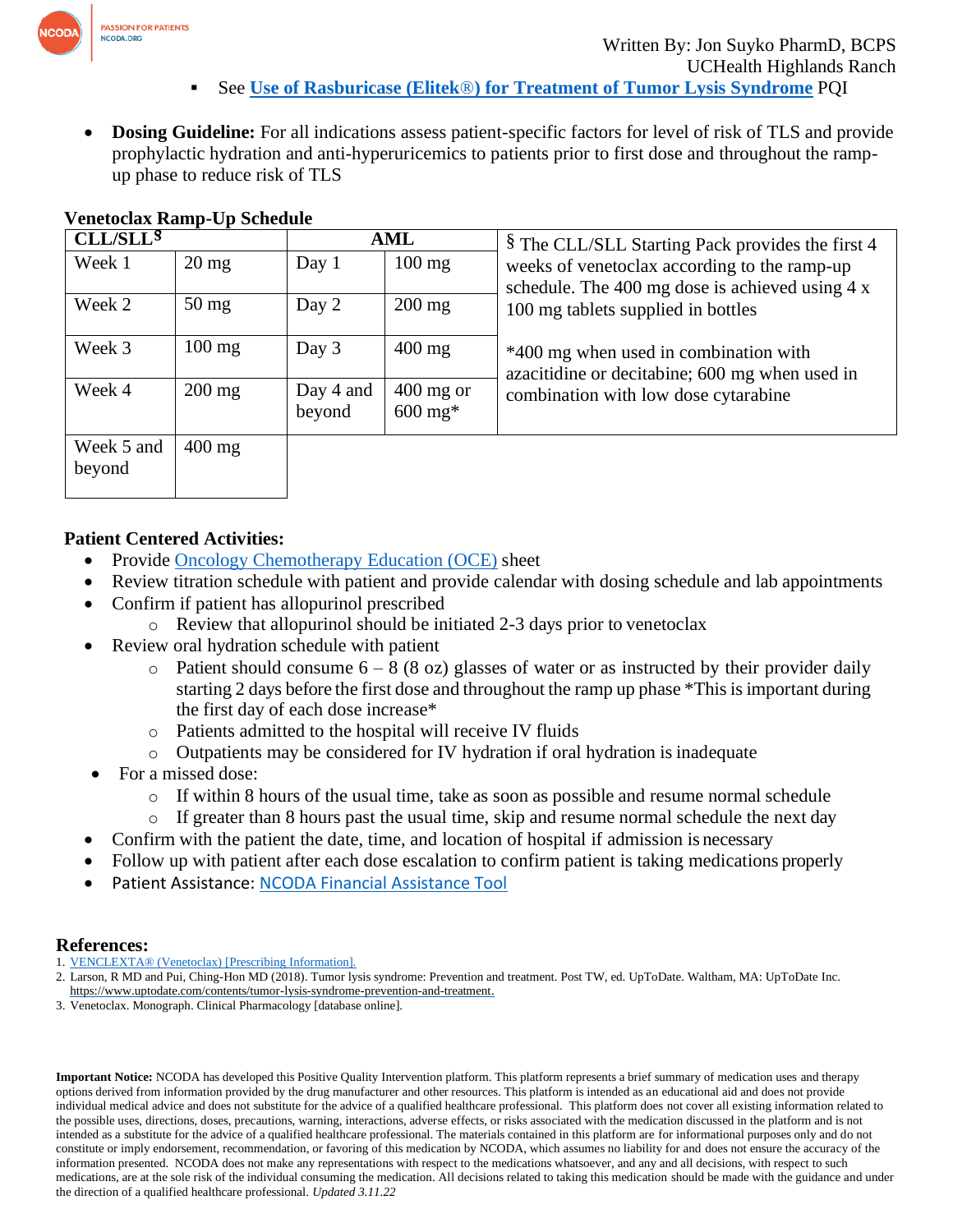- See **Use of Rasburicase (Elitek®) for Treatment of Tumor Lysis Syndrome** PQI

- **Dosing Guideline:** For all indications assess patient-specific factors for level of risk of TLS and provide prophylactic hydration and anti-hyperuricemics to patients prior to first dose and throughout the ramp-up phase to reduce risk of TLS

**Venetoclax Ramp-Up Schedule**

| CLL/SLL§ | | AML | | |
|---|---|---|---|---|
| Week 1 | 20 mg | Day 1 | 100 mg | § The CLL/SLL Starting Pack provides the first 4 weeks of venetoclax according to the ramp-up schedule. The 400 mg dose is achieved using 4 x 100 mg tablets supplied in bottles |
| Week 2 | 50 mg | Day 2 | 200 mg | |
| Week 3 | 100 mg | Day 3 | 400 mg | *400 mg when used in combination with azacitidine or decitabine; 600 mg when used in combination with low dose cytarabine |
| Week 4 | 200 mg | Day 4 and beyond | 400 mg or 600 mg* | |
| Week 5 and beyond | 400 mg | | | |

**Patient Centered Activities:**

- Provide Oncology Chemotherapy Education (OCE) sheet
- Review titration schedule with patient and provide calendar with dosing schedule and lab appointments
- Confirm if patient has allopurinol prescribed
  - Review that allopurinol should be initiated 2-3 days prior to venetoclax
- Review oral hydration schedule with patient
  - Patient should consume 6 – 8 (8 oz) glasses of water or as instructed by their provider daily starting 2 days before the first dose and throughout the ramp up phase *This is important during the first day of each dose increase*
  - Patients admitted to the hospital will receive IV fluids
  - Outpatients may be considered for IV hydration if oral hydration is inadequate
- For a missed dose:
  - If within 8 hours of the usual time, take as soon as possible and resume normal schedule
  - If greater than 8 hours past the usual time, skip and resume normal schedule the next day
- Confirm with the patient the date, time, and location of hospital if admission is necessary
- Follow up with patient after each dose escalation to confirm patient is taking medications properly
- Patient Assistance: NCODA Financial Assistance Tool

**References:**

1. VENCLEXTA® (Venetoclax) [Prescribing Information].
2. Larson, R MD and Pui, Ching-Hon MD (2018). Tumor lysis syndrome: Prevention and treatment. Post TW, ed. UpToDate. Waltham, MA: UpToDate Inc. https://www.uptodate.com/contents/tumor-lysis-syndrome-prevention-and-treatment.
3. Venetoclax. Monograph. Clinical Pharmacology [database online].

**Important Notice:** NCODA has developed this Positive Quality Intervention platform. This platform represents a brief summary of medication uses and therapy options derived from information provided by the drug manufacturer and other resources. This platform is intended as an educational aid and does not provide individual medical advice and does not substitute for the advice of a qualified healthcare professional. This platform does not cover all existing information related to the possible uses, directions, doses, precautions, warning, interactions, adverse effects, or risks associated with the medication discussed in the platform and is not intended as a substitute for the advice of a qualified healthcare professional. The materials contained in this platform are for informational purposes only and do not constitute or imply endorsement, recommendation, or favoring of this medication by NCODA, which assumes no liability for and does not ensure the accuracy of the information presented. NCODA does not make any representations with respect to the medications whatsoever, and any and all decisions, with respect to such medications, are at the sole risk of the individual consuming the medication. All decisions related to taking this medication should be made with the guidance and under the direction of a qualified healthcare professional. *Updated 3.11.22*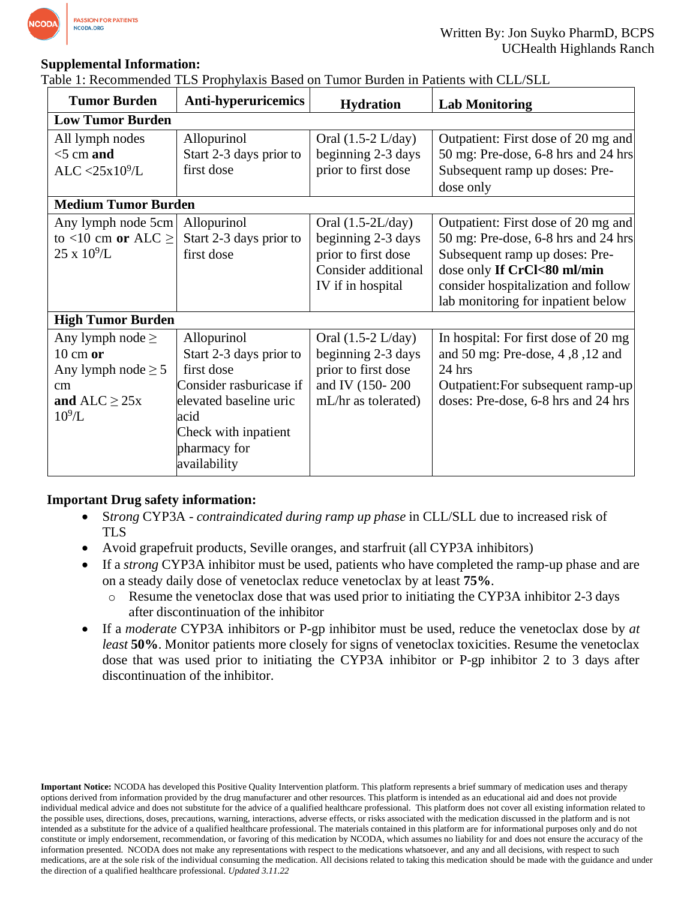**Supplemental Information:**

Table 1: Recommended TLS Prophylaxis Based on Tumor Burden in Patients with CLL/SLL

| Tumor Burden | Anti-hyperuricemics | Hydration | Lab Monitoring |
|---|---|---|---|
| **Low Tumor Burden** | | | |
| All lymph nodes <5 cm **and** ALC <25x10$^{9}$/L | Allopurinol Start 2-3 days prior to first dose | Oral (1.5-2 L/day) beginning 2-3 days prior to first dose | Outpatient: First dose of 20 mg and 50 mg: Pre-dose, 6-8 hrs and 24 hrs Subsequent ramp up doses: Pre-dose only |
| **Medium Tumor Burden** | | | |
| Any lymph node 5cm to <10 cm **or** ALC ≥ 25 x 10$^{9}$/L | Allopurinol Start 2-3 days prior to first dose | Oral (1.5-2L/day) beginning 2-3 days prior to first dose Consider additional IV if in hospital | Outpatient: First dose of 20 mg and 50 mg: Pre-dose, 6-8 hrs and 24 hrs Subsequent ramp up doses: Pre-dose only **If CrCl<80 ml/min** consider hospitalization and follow lab monitoring for inpatient below |
| **High Tumor Burden** | | | |
| Any lymph node ≥ 10 cm **or** Any lymph node ≥ 5 cm **and** ALC ≥ 25x 10$^{9}$/L | Allopurinol Start 2-3 days prior to first dose Consider rasburicase if elevated baseline uric acid Check with inpatient pharmacy for availability | Oral (1.5-2 L/day) beginning 2-3 days prior to first dose and IV (150- 200 mL/hr as tolerated) | In hospital: For first dose of 20 mg and 50 mg: Pre-dose, 4 ,8 ,12 and 24 hrs Outpatient:For subsequent ramp-up doses: Pre-dose, 6-8 hrs and 24 hrs |

**Important Drug safety information:**

- S*trong* CYP3A - *contraindicated during ramp up phase* in CLL/SLL due to increased risk of TLS
- Avoid grapefruit products, Seville oranges, and starfruit (all CYP3A inhibitors)
- If a *strong* CYP3A inhibitor must be used, patients who have completed the ramp-up phase and are on a steady daily dose of venetoclax reduce venetoclax by at least **75%**.
  - Resume the venetoclax dose that was used prior to initiating the CYP3A inhibitor 2-3 days after discontinuation of the inhibitor
- If a *moderate* CYP3A inhibitors or P-gp inhibitor must be used, reduce the venetoclax dose by *at least* **50%**. Monitor patients more closely for signs of venetoclax toxicities. Resume the venetoclax dose that was used prior to initiating the CYP3A inhibitor or P-gp inhibitor 2 to 3 days after discontinuation of the inhibitor.

**Important Notice:** NCODA has developed this Positive Quality Intervention platform. This platform represents a brief summary of medication uses and therapy options derived from information provided by the drug manufacturer and other resources. This platform is intended as an educational aid and does not provide individual medical advice and does not substitute for the advice of a qualified healthcare professional. This platform does not cover all existing information related to the possible uses, directions, doses, precautions, warning, interactions, adverse effects, or risks associated with the medication discussed in the platform and is not intended as a substitute for the advice of a qualified healthcare professional. The materials contained in this platform are for informational purposes only and do not constitute or imply endorsement, recommendation, or favoring of this medication by NCODA, which assumes no liability for and does not ensure the accuracy of the information presented. NCODA does not make any representations with respect to the medications whatsoever, and any and all decisions, with respect to such medications, are at the sole risk of the individual consuming the medication. All decisions related to taking this medication should be made with the guidance and under the direction of a qualified healthcare professional. *Updated 3.11.22*